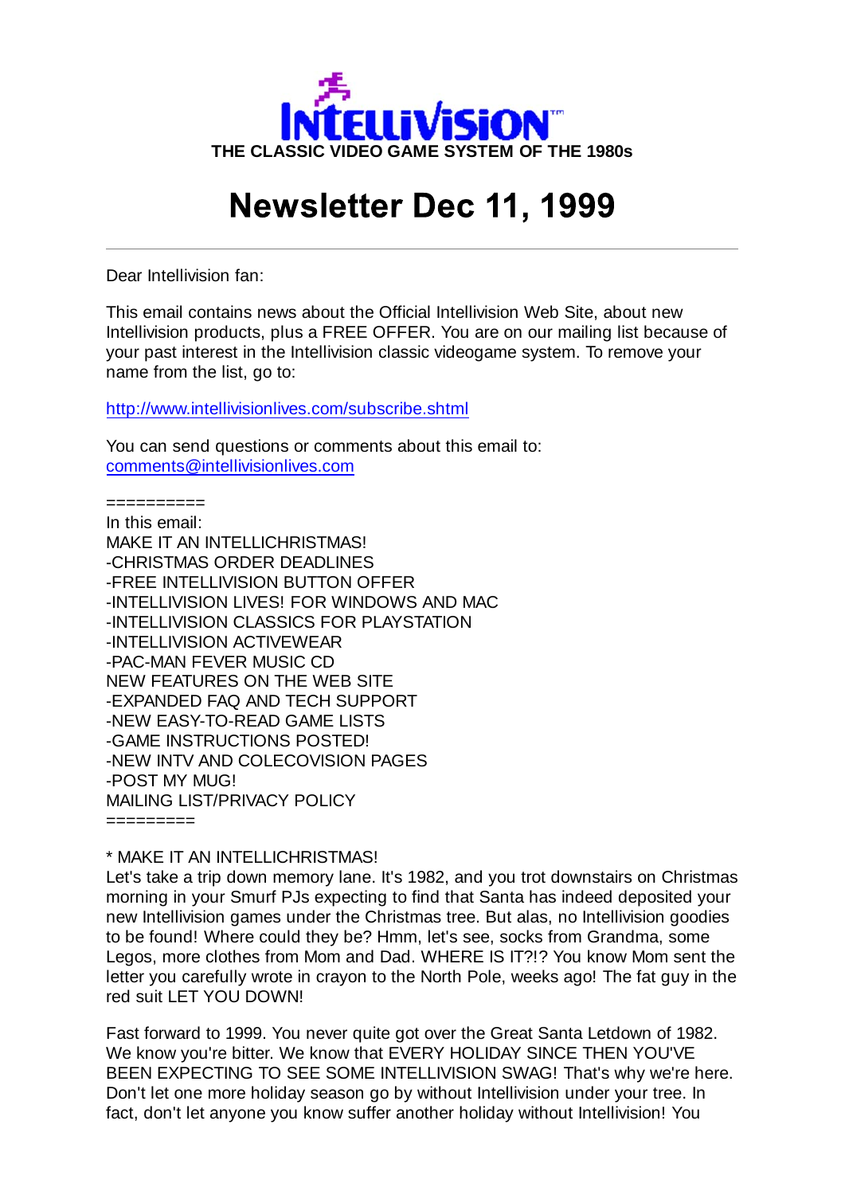# INTELLIVISION

**THE CLASSIC VIDEO GAME SYSTEM OF THE 1980s**

# Newsletter Dec 11, 1999

---

Dear Intellivision fan:

This email contains news about the Official Intellivision Web Site, about new Intellivision products, plus a FREE OFFER. You are on our mailing list because of your past interest in the Intellivision classic videogame system. To remove your name from the list, go to:

http://www.intellivisionlives.com/subscribe.shtml

You can send questions or comments about this email to:
comments@intellivisionlives.com

==========
In this email:
MAKE IT AN INTELLICHRISTMAS!
-CHRISTMAS ORDER DEADLINES
-FREE INTELLIVISION BUTTON OFFER
-INTELLIVISION LIVES! FOR WINDOWS AND MAC
-INTELLIVISION CLASSICS FOR PLAYSTATION
-INTELLIVISION ACTIVEWEAR
-PAC-MAN FEVER MUSIC CD
NEW FEATURES ON THE WEB SITE
-EXPANDED FAQ AND TECH SUPPORT
-NEW EASY-TO-READ GAME LISTS
-GAME INSTRUCTIONS POSTED!
-NEW INTV AND COLECOVISION PAGES
-POST MY MUG!
MAILING LIST/PRIVACY POLICY
=========

* MAKE IT AN INTELLICHRISTMAS!
Let's take a trip down memory lane. It's 1982, and you trot downstairs on Christmas morning in your Smurf PJs expecting to find that Santa has indeed deposited your new Intellivision games under the Christmas tree. But alas, no Intellivision goodies to be found! Where could they be? Hmm, let's see, socks from Grandma, some Legos, more clothes from Mom and Dad. WHERE IS IT?!? You know Mom sent the letter you carefully wrote in crayon to the North Pole, weeks ago! The fat guy in the red suit LET YOU DOWN!

Fast forward to 1999. You never quite got over the Great Santa Letdown of 1982. We know you're bitter. We know that EVERY HOLIDAY SINCE THEN YOU'VE BEEN EXPECTING TO SEE SOME INTELLIVISION SWAG! That's why we're here. Don't let one more holiday season go by without Intellivision under your tree. In fact, don't let anyone you know suffer another holiday without Intellivision! You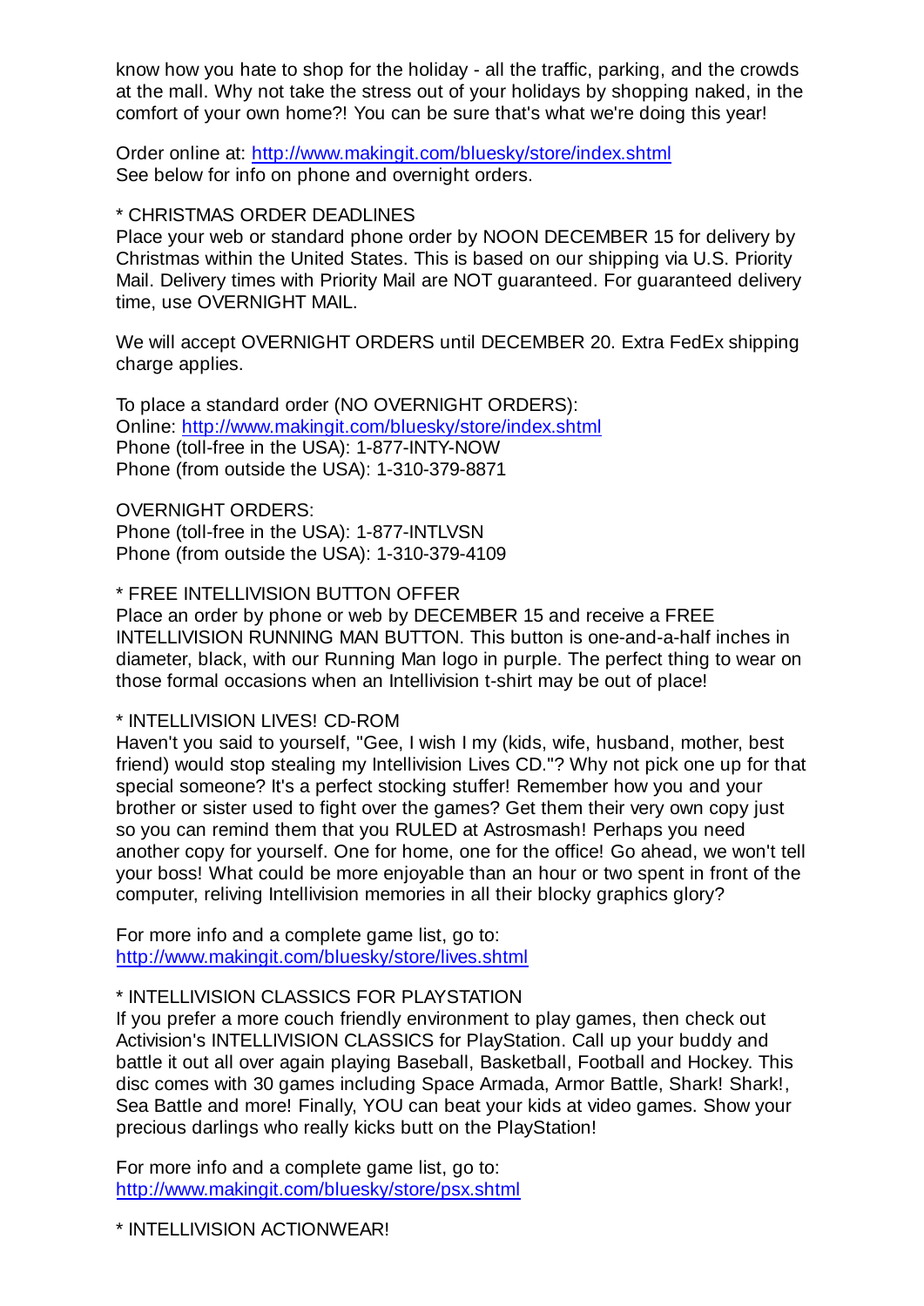know how you hate to shop for the holiday - all the traffic, parking, and the crowds at the mall. Why not take the stress out of your holidays by shopping naked, in the comfort of your own home?! You can be sure that's what we're doing this year!

Order online at: http://www.makingit.com/bluesky/store/index.shtml
See below for info on phone and overnight orders.

* CHRISTMAS ORDER DEADLINES
Place your web or standard phone order by NOON DECEMBER 15 for delivery by Christmas within the United States. This is based on our shipping via U.S. Priority Mail. Delivery times with Priority Mail are NOT guaranteed. For guaranteed delivery time, use OVERNIGHT MAIL.

We will accept OVERNIGHT ORDERS until DECEMBER 20. Extra FedEx shipping charge applies.

To place a standard order (NO OVERNIGHT ORDERS):
Online: http://www.makingit.com/bluesky/store/index.shtml
Phone (toll-free in the USA): 1-877-INTY-NOW
Phone (from outside the USA): 1-310-379-8871

OVERNIGHT ORDERS:
Phone (toll-free in the USA): 1-877-INTLVSN
Phone (from outside the USA): 1-310-379-4109

* FREE INTELLIVISION BUTTON OFFER
Place an order by phone or web by DECEMBER 15 and receive a FREE INTELLIVISION RUNNING MAN BUTTON. This button is one-and-a-half inches in diameter, black, with our Running Man logo in purple. The perfect thing to wear on those formal occasions when an Intellivision t-shirt may be out of place!

* INTELLIVISION LIVES! CD-ROM
Haven't you said to yourself, "Gee, I wish I my (kids, wife, husband, mother, best friend) would stop stealing my Intellivision Lives CD."? Why not pick one up for that special someone? It's a perfect stocking stuffer! Remember how you and your brother or sister used to fight over the games? Get them their very own copy just so you can remind them that you RULED at Astrosmash! Perhaps you need another copy for yourself. One for home, one for the office! Go ahead, we won't tell your boss! What could be more enjoyable than an hour or two spent in front of the computer, reliving Intellivision memories in all their blocky graphics glory?

For more info and a complete game list, go to:
http://www.makingit.com/bluesky/store/lives.shtml

* INTELLIVISION CLASSICS FOR PLAYSTATION
If you prefer a more couch friendly environment to play games, then check out Activision's INTELLIVISION CLASSICS for PlayStation. Call up your buddy and battle it out all over again playing Baseball, Basketball, Football and Hockey. This disc comes with 30 games including Space Armada, Armor Battle, Shark! Shark!, Sea Battle and more! Finally, YOU can beat your kids at video games. Show your precious darlings who really kicks butt on the PlayStation!

For more info and a complete game list, go to:
http://www.makingit.com/bluesky/store/psx.shtml

* INTELLIVISION ACTIONWEAR!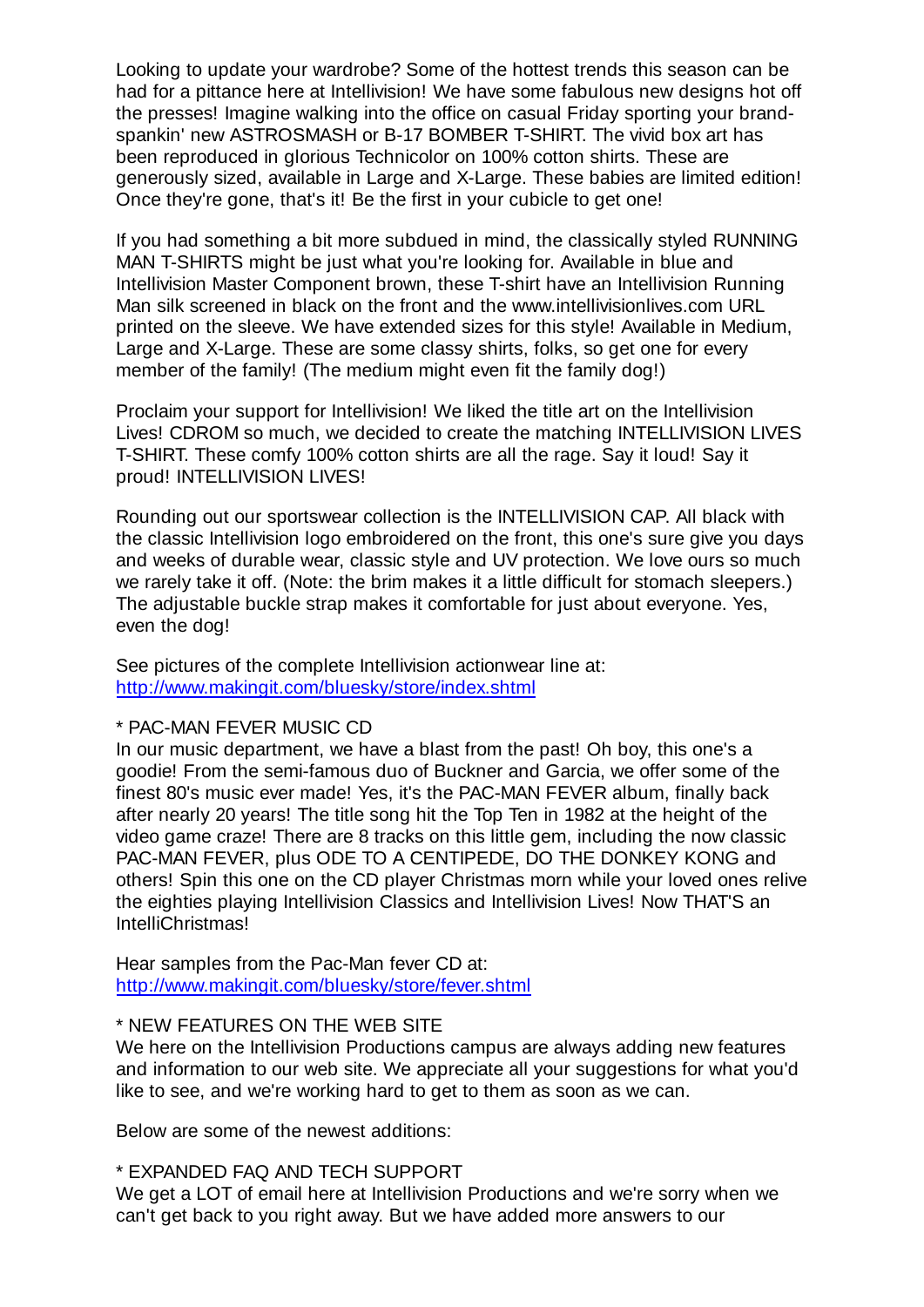Looking to update your wardrobe? Some of the hottest trends this season can be had for a pittance here at Intellivision! We have some fabulous new designs hot off the presses! Imagine walking into the office on casual Friday sporting your brand-spankin' new ASTROSMASH or B-17 BOMBER T-SHIRT. The vivid box art has been reproduced in glorious Technicolor on 100% cotton shirts. These are generously sized, available in Large and X-Large. These babies are limited edition! Once they're gone, that's it! Be the first in your cubicle to get one!

If you had something a bit more subdued in mind, the classically styled RUNNING MAN T-SHIRTS might be just what you're looking for. Available in blue and Intellivision Master Component brown, these T-shirt have an Intellivision Running Man silk screened in black on the front and the www.intellivisionlives.com URL printed on the sleeve. We have extended sizes for this style! Available in Medium, Large and X-Large. These are some classy shirts, folks, so get one for every member of the family! (The medium might even fit the family dog!)

Proclaim your support for Intellivision! We liked the title art on the Intellivision Lives! CDROM so much, we decided to create the matching INTELLIVISION LIVES T-SHIRT. These comfy 100% cotton shirts are all the rage. Say it loud! Say it proud! INTELLIVISION LIVES!

Rounding out our sportswear collection is the INTELLIVISION CAP. All black with the classic Intellivision logo embroidered on the front, this one's sure give you days and weeks of durable wear, classic style and UV protection. We love ours so much we rarely take it off. (Note: the brim makes it a little difficult for stomach sleepers.) The adjustable buckle strap makes it comfortable for just about everyone. Yes, even the dog!

See pictures of the complete Intellivision actionwear line at:
http://www.makingit.com/bluesky/store/index.shtml

\* PAC-MAN FEVER MUSIC CD

In our music department, we have a blast from the past! Oh boy, this one's a goodie! From the semi-famous duo of Buckner and Garcia, we offer some of the finest 80's music ever made! Yes, it's the PAC-MAN FEVER album, finally back after nearly 20 years! The title song hit the Top Ten in 1982 at the height of the video game craze! There are 8 tracks on this little gem, including the now classic PAC-MAN FEVER, plus ODE TO A CENTIPEDE, DO THE DONKEY KONG and others! Spin this one on the CD player Christmas morn while your loved ones relive the eighties playing Intellivision Classics and Intellivision Lives! Now THAT'S an IntelliChristmas!

Hear samples from the Pac-Man fever CD at:
http://www.makingit.com/bluesky/store/fever.shtml

\* NEW FEATURES ON THE WEB SITE

We here on the Intellivision Productions campus are always adding new features and information to our web site. We appreciate all your suggestions for what you'd like to see, and we're working hard to get to them as soon as we can.

Below are some of the newest additions:

\* EXPANDED FAQ AND TECH SUPPORT

We get a LOT of email here at Intellivision Productions and we're sorry when we can't get back to you right away. But we have added more answers to our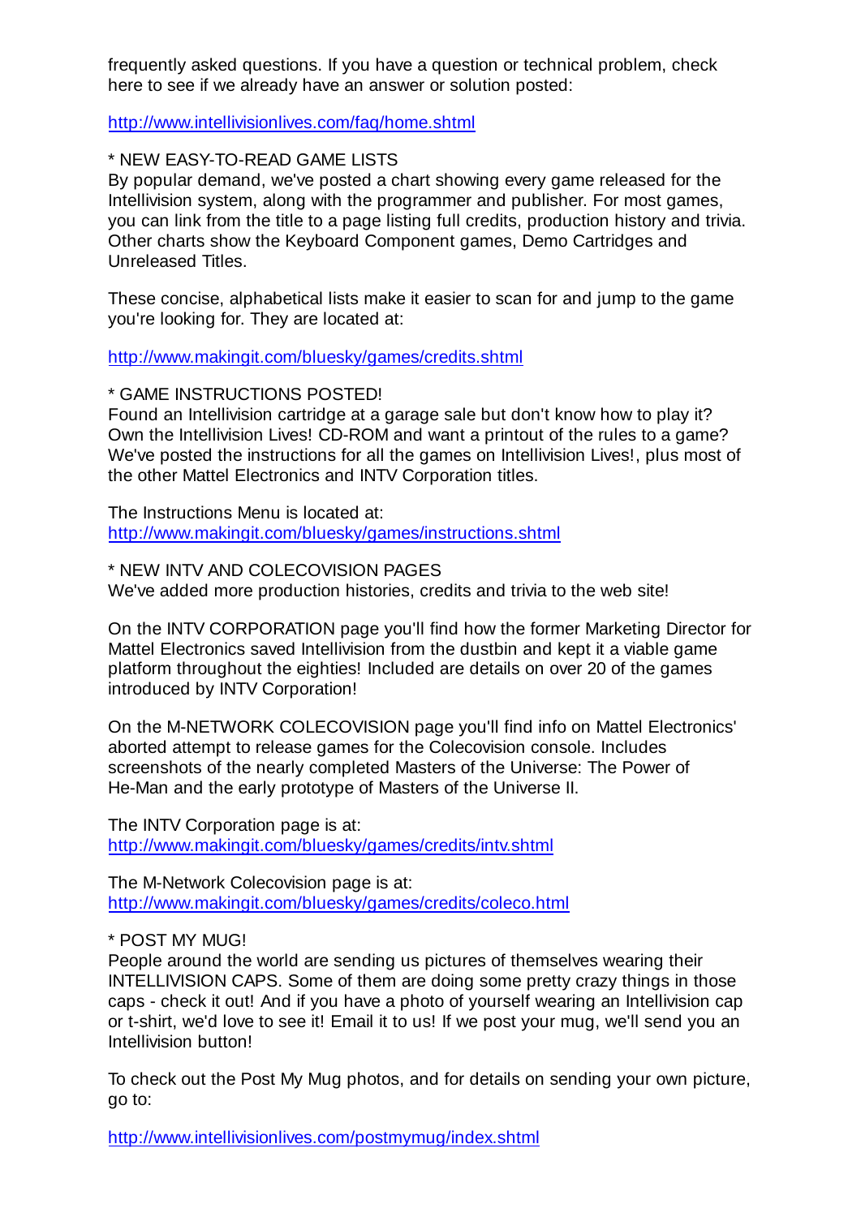frequently asked questions. If you have a question or technical problem, check here to see if we already have an answer or solution posted:

http://www.intellivisionlives.com/faq/home.shtml

* NEW EASY-TO-READ GAME LISTS
By popular demand, we've posted a chart showing every game released for the Intellivision system, along with the programmer and publisher. For most games, you can link from the title to a page listing full credits, production history and trivia. Other charts show the Keyboard Component games, Demo Cartridges and Unreleased Titles.

These concise, alphabetical lists make it easier to scan for and jump to the game you're looking for. They are located at:

http://www.makingit.com/bluesky/games/credits.shtml

* GAME INSTRUCTIONS POSTED!
Found an Intellivision cartridge at a garage sale but don't know how to play it? Own the Intellivision Lives! CD-ROM and want a printout of the rules to a game? We've posted the instructions for all the games on Intellivision Lives!, plus most of the other Mattel Electronics and INTV Corporation titles.

The Instructions Menu is located at:
http://www.makingit.com/bluesky/games/instructions.shtml

* NEW INTV AND COLECOVISION PAGES
We've added more production histories, credits and trivia to the web site!

On the INTV CORPORATION page you'll find how the former Marketing Director for Mattel Electronics saved Intellivision from the dustbin and kept it a viable game platform throughout the eighties! Included are details on over 20 of the games introduced by INTV Corporation!

On the M-NETWORK COLECOVISION page you'll find info on Mattel Electronics' aborted attempt to release games for the Colecovision console. Includes screenshots of the nearly completed Masters of the Universe: The Power of He-Man and the early prototype of Masters of the Universe II.

The INTV Corporation page is at:
http://www.makingit.com/bluesky/games/credits/intv.shtml

The M-Network Colecovision page is at:
http://www.makingit.com/bluesky/games/credits/coleco.html

* POST MY MUG!
People around the world are sending us pictures of themselves wearing their INTELLIVISION CAPS. Some of them are doing some pretty crazy things in those caps - check it out! And if you have a photo of yourself wearing an Intellivision cap or t-shirt, we'd love to see it! Email it to us! If we post your mug, we'll send you an Intellivision button!

To check out the Post My Mug photos, and for details on sending your own picture, go to:

http://www.intellivisionlives.com/postmymug/index.shtml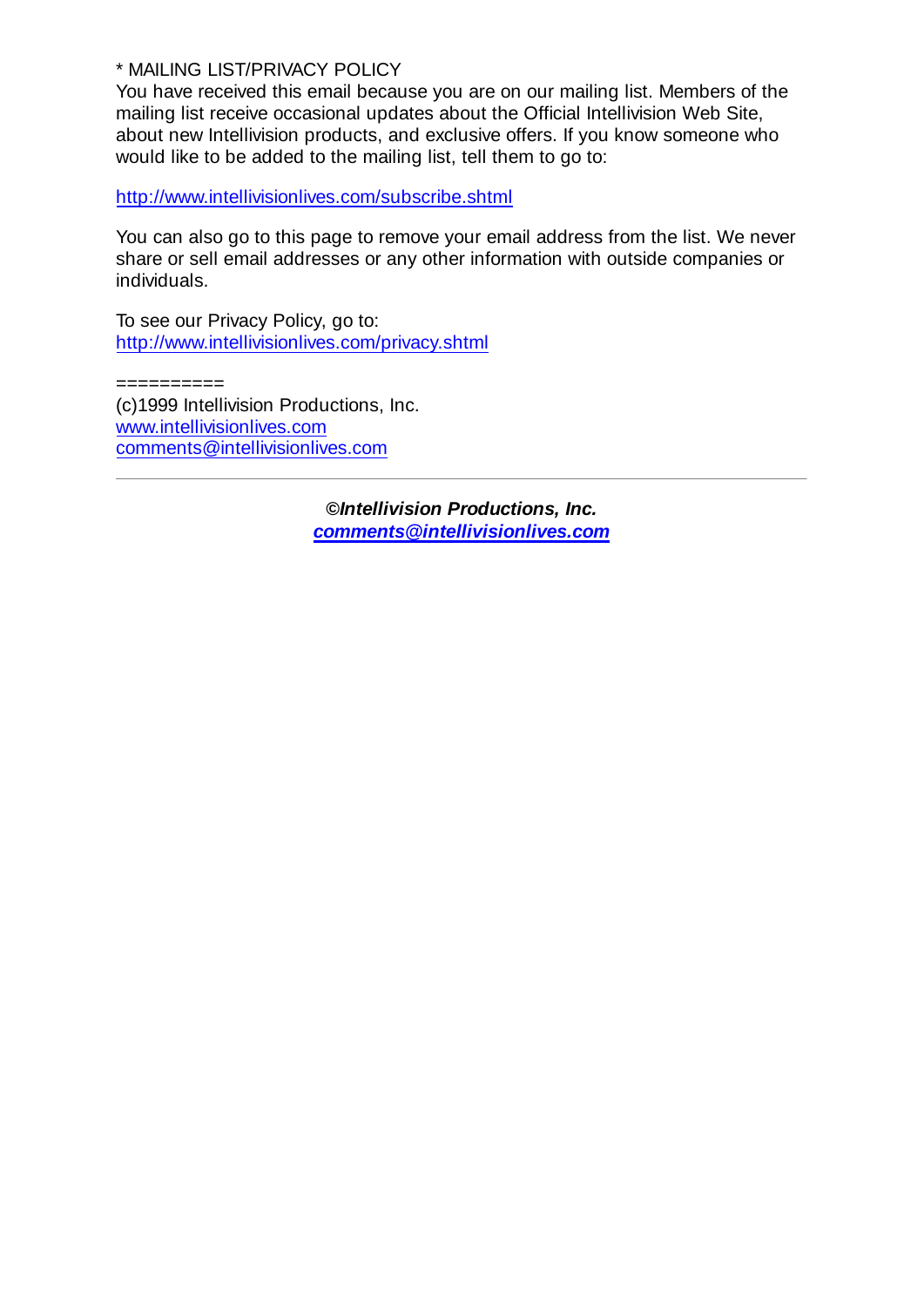* MAILING LIST/PRIVACY POLICY
You have received this email because you are on our mailing list. Members of the mailing list receive occasional updates about the Official Intellivision Web Site, about new Intellivision products, and exclusive offers. If you know someone who would like to be added to the mailing list, tell them to go to:

http://www.intellivisionlives.com/subscribe.shtml

You can also go to this page to remove your email address from the list. We never share or sell email addresses or any other information with outside companies or individuals.

To see our Privacy Policy, go to:
http://www.intellivisionlives.com/privacy.shtml

==========
(c)1999 Intellivision Productions, Inc.
www.intellivisionlives.com
comments@intellivisionlives.com

---

***©Intellivision Productions, Inc.***
***comments@intellivisionlives.com***